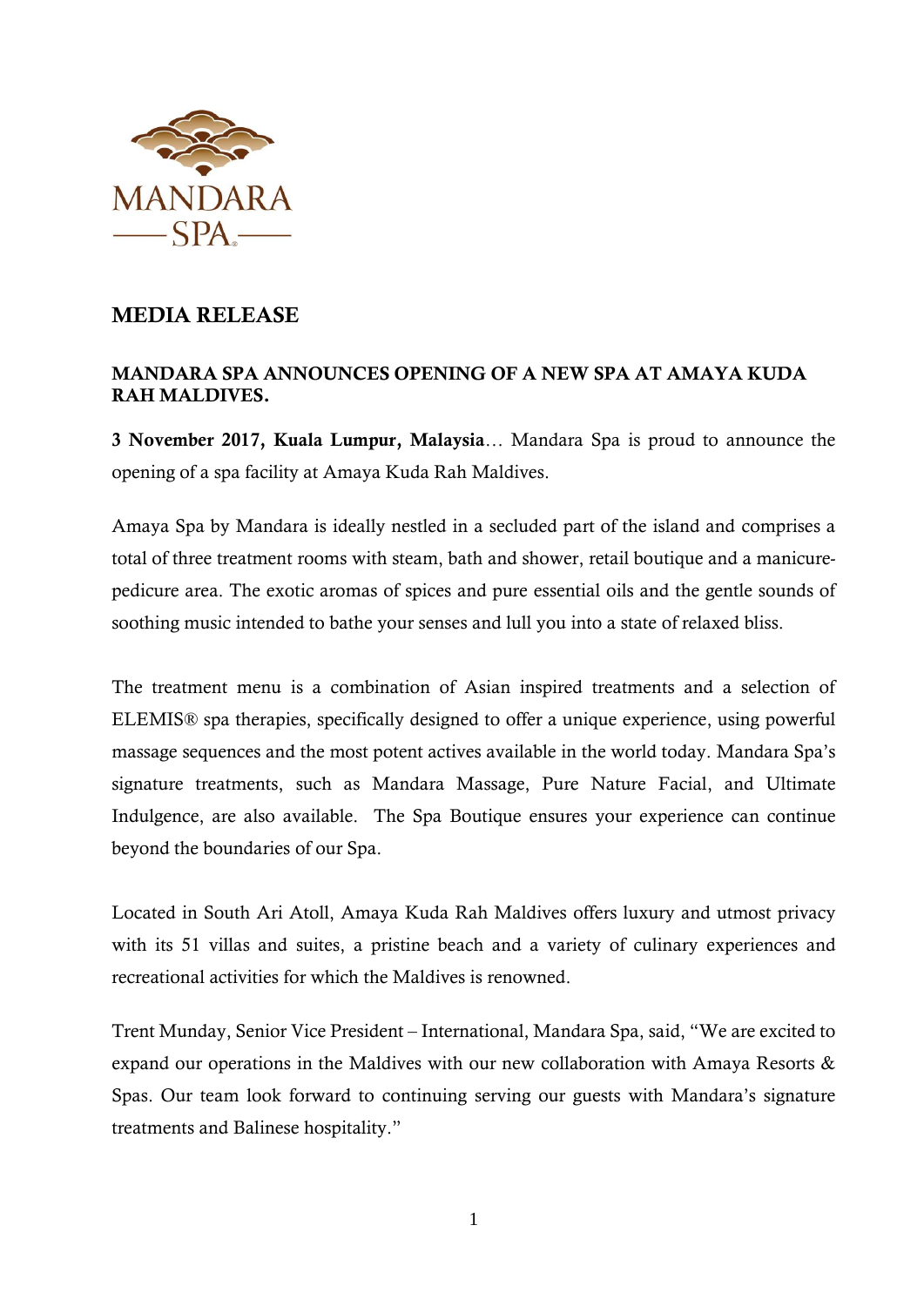MANDARA
SPA

# MEDIA RELEASE

## MANDARA SPA ANNOUNCES OPENING OF A NEW SPA AT AMAYA KUDA RAH MALDIVES.

**3 November 2017, Kuala Lumpur, Malaysia**… Mandara Spa is proud to announce the opening of a spa facility at Amaya Kuda Rah Maldives.

Amaya Spa by Mandara is ideally nestled in a secluded part of the island and comprises a total of three treatment rooms with steam, bath and shower, retail boutique and a manicure-pedicure area. The exotic aromas of spices and pure essential oils and the gentle sounds of soothing music intended to bathe your senses and lull you into a state of relaxed bliss.

The treatment menu is a combination of Asian inspired treatments and a selection of ELEMIS® spa therapies, specifically designed to offer a unique experience, using powerful massage sequences and the most potent actives available in the world today. Mandara Spa's signature treatments, such as Mandara Massage, Pure Nature Facial, and Ultimate Indulgence, are also available. The Spa Boutique ensures your experience can continue beyond the boundaries of our Spa.

Located in South Ari Atoll, Amaya Kuda Rah Maldives offers luxury and utmost privacy with its 51 villas and suites, a pristine beach and a variety of culinary experiences and recreational activities for which the Maldives is renowned.

Trent Munday, Senior Vice President – International, Mandara Spa, said, "We are excited to expand our operations in the Maldives with our new collaboration with Amaya Resorts & Spas. Our team look forward to continuing serving our guests with Mandara's signature treatments and Balinese hospitality."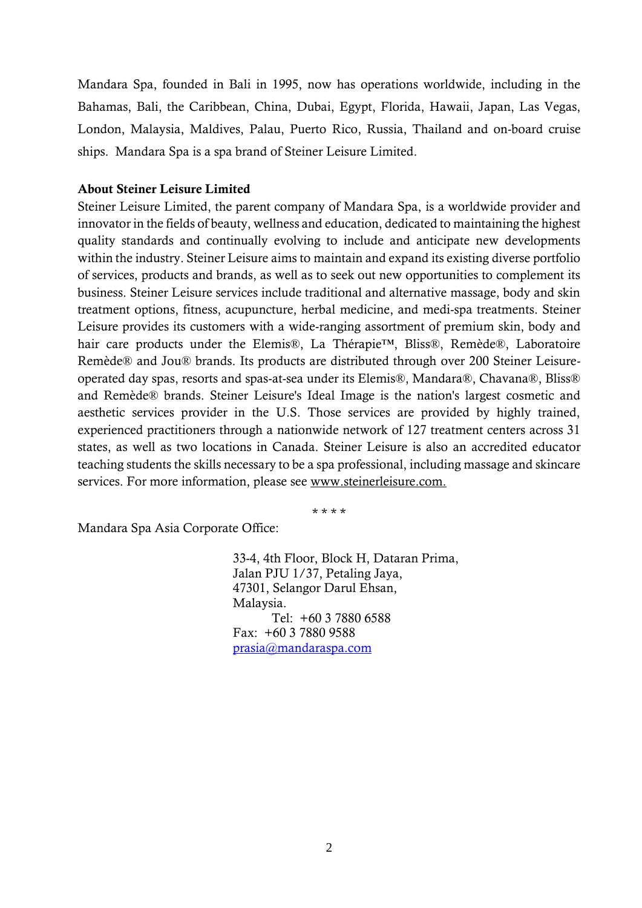Mandara Spa, founded in Bali in 1995, now has operations worldwide, including in the Bahamas, Bali, the Caribbean, China, Dubai, Egypt, Florida, Hawaii, Japan, Las Vegas, London, Malaysia, Maldives, Palau, Puerto Rico, Russia, Thailand and on-board cruise ships. Mandara Spa is a spa brand of Steiner Leisure Limited.

**About Steiner Leisure Limited**

Steiner Leisure Limited, the parent company of Mandara Spa, is a worldwide provider and innovator in the fields of beauty, wellness and education, dedicated to maintaining the highest quality standards and continually evolving to include and anticipate new developments within the industry. Steiner Leisure aims to maintain and expand its existing diverse portfolio of services, products and brands, as well as to seek out new opportunities to complement its business. Steiner Leisure services include traditional and alternative massage, body and skin treatment options, fitness, acupuncture, herbal medicine, and medi-spa treatments. Steiner Leisure provides its customers with a wide-ranging assortment of premium skin, body and hair care products under the Elemis®, La Thérapie™, Bliss®, Remède®, Laboratoire Remède® and Jou® brands. Its products are distributed through over 200 Steiner Leisure-operated day spas, resorts and spas-at-sea under its Elemis®, Mandara®, Chavana®, Bliss® and Remède® brands. Steiner Leisure's Ideal Image is the nation's largest cosmetic and aesthetic services provider in the U.S. Those services are provided by highly trained, experienced practitioners through a nationwide network of 127 treatment centers across 31 states, as well as two locations in Canada. Steiner Leisure is also an accredited educator teaching students the skills necessary to be a spa professional, including massage and skincare services. For more information, please see www.steinerleisure.com.

\* \* \* \*

Mandara Spa Asia Corporate Office:

33-4, 4th Floor, Block H, Dataran Prima,
Jalan PJU 1/37, Petaling Jaya,
47301, Selangor Darul Ehsan,
Malaysia.
Tel: +60 3 7880 6588
Fax: +60 3 7880 9588
prasia@mandaraspa.com